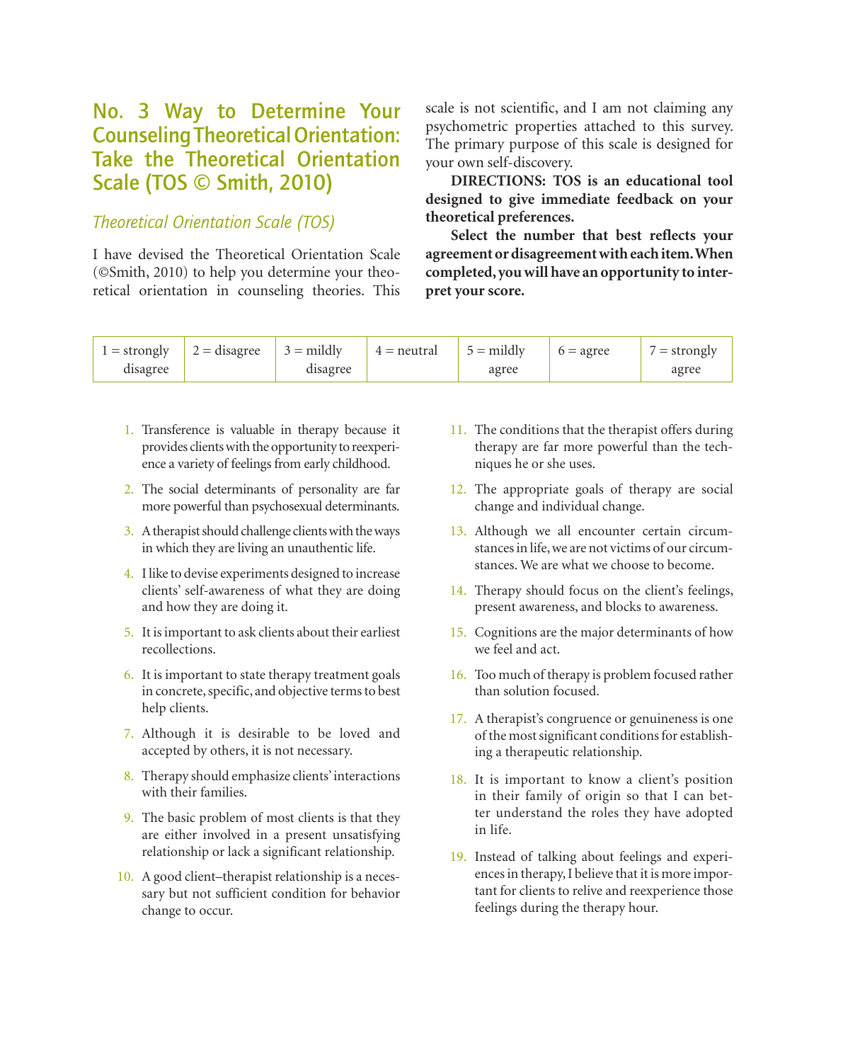## No. 3 Way to Determine Your Counseling Theoretical Orientation: Take the Theoretical Orientation Scale (TOS © Smith, 2010)

### *Theoretical Orientation Scale (TOS)*

I have devised the Theoretical Orientation Scale (©Smith, 2010) to help you determine your theoretical orientation in counseling theories. This scale is not scientific, and I am not claiming any psychometric properties attached to this survey. The primary purpose of this scale is designed for your own self-discovery.

**DIRECTIONS: TOS is an educational tool designed to give immediate feedback on your theoretical preferences.**

**Select the number that best reflects your agreement or disagreement with each item. When completed, you will have an opportunity to interpret your score.**

| 1 = strongly disagree | 2 = disagree | 3 = mildly disagree | 4 = neutral | 5 = mildly agree | 6 = agree | 7 = strongly agree |
|---|---|---|---|---|---|---|

1. Transference is valuable in therapy because it provides clients with the opportunity to reexperience a variety of feelings from early childhood.
2. The social determinants of personality are far more powerful than psychosexual determinants.
3. A therapist should challenge clients with the ways in which they are living an unauthentic life.
4. I like to devise experiments designed to increase clients' self-awareness of what they are doing and how they are doing it.
5. It is important to ask clients about their earliest recollections.
6. It is important to state therapy treatment goals in concrete, specific, and objective terms to best help clients.
7. Although it is desirable to be loved and accepted by others, it is not necessary.
8. Therapy should emphasize clients' interactions with their families.
9. The basic problem of most clients is that they are either involved in a present unsatisfying relationship or lack a significant relationship.
10. A good client–therapist relationship is a necessary but not sufficient condition for behavior change to occur.
11. The conditions that the therapist offers during therapy are far more powerful than the techniques he or she uses.
12. The appropriate goals of therapy are social change and individual change.
13. Although we all encounter certain circumstances in life, we are not victims of our circumstances. We are what we choose to become.
14. Therapy should focus on the client's feelings, present awareness, and blocks to awareness.
15. Cognitions are the major determinants of how we feel and act.
16. Too much of therapy is problem focused rather than solution focused.
17. A therapist's congruence or genuineness is one of the most significant conditions for establishing a therapeutic relationship.
18. It is important to know a client's position in their family of origin so that I can better understand the roles they have adopted in life.
19. Instead of talking about feelings and experiences in therapy, I believe that it is more important for clients to relive and reexperience those feelings during the therapy hour.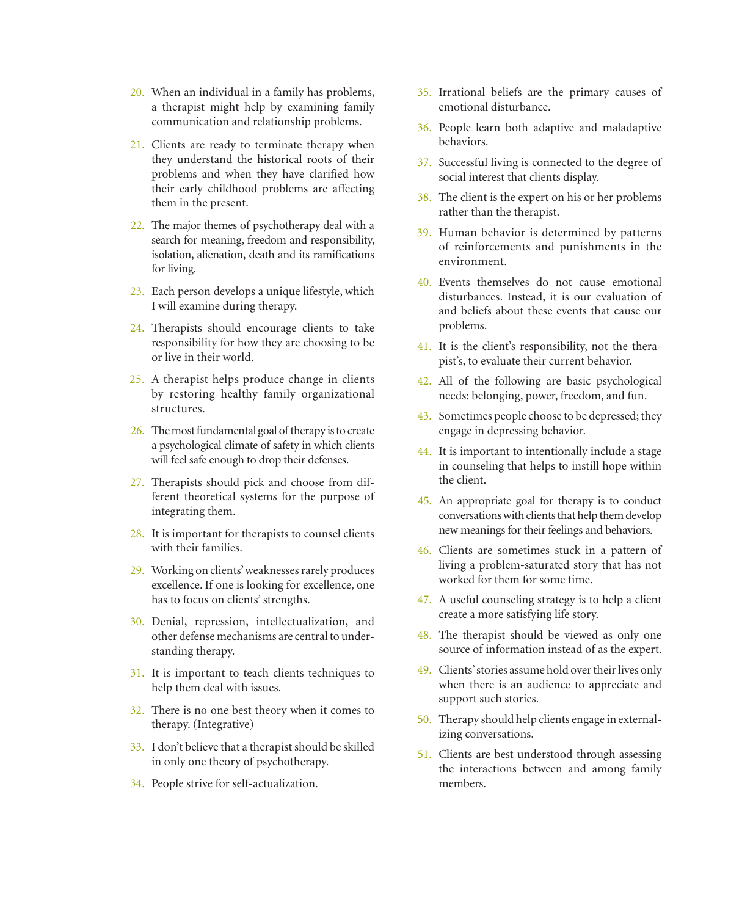20. When an individual in a family has problems, a therapist might help by examining family communication and relationship problems.
21. Clients are ready to terminate therapy when they understand the historical roots of their problems and when they have clarified how their early childhood problems are affecting them in the present.
22. The major themes of psychotherapy deal with a search for meaning, freedom and responsibility, isolation, alienation, death and its ramifications for living.
23. Each person develops a unique lifestyle, which I will examine during therapy.
24. Therapists should encourage clients to take responsibility for how they are choosing to be or live in their world.
25. A therapist helps produce change in clients by restoring healthy family organizational structures.
26. The most fundamental goal of therapy is to create a psychological climate of safety in which clients will feel safe enough to drop their defenses.
27. Therapists should pick and choose from different theoretical systems for the purpose of integrating them.
28. It is important for therapists to counsel clients with their families.
29. Working on clients' weaknesses rarely produces excellence. If one is looking for excellence, one has to focus on clients' strengths.
30. Denial, repression, intellectualization, and other defense mechanisms are central to understanding therapy.
31. It is important to teach clients techniques to help them deal with issues.
32. There is no one best theory when it comes to therapy. (Integrative)
33. I don't believe that a therapist should be skilled in only one theory of psychotherapy.
34. People strive for self-actualization.
35. Irrational beliefs are the primary causes of emotional disturbance.
36. People learn both adaptive and maladaptive behaviors.
37. Successful living is connected to the degree of social interest that clients display.
38. The client is the expert on his or her problems rather than the therapist.
39. Human behavior is determined by patterns of reinforcements and punishments in the environment.
40. Events themselves do not cause emotional disturbances. Instead, it is our evaluation of and beliefs about these events that cause our problems.
41. It is the client's responsibility, not the therapist's, to evaluate their current behavior.
42. All of the following are basic psychological needs: belonging, power, freedom, and fun.
43. Sometimes people choose to be depressed; they engage in depressing behavior.
44. It is important to intentionally include a stage in counseling that helps to instill hope within the client.
45. An appropriate goal for therapy is to conduct conversations with clients that help them develop new meanings for their feelings and behaviors.
46. Clients are sometimes stuck in a pattern of living a problem-saturated story that has not worked for them for some time.
47. A useful counseling strategy is to help a client create a more satisfying life story.
48. The therapist should be viewed as only one source of information instead of as the expert.
49. Clients' stories assume hold over their lives only when there is an audience to appreciate and support such stories.
50. Therapy should help clients engage in externalizing conversations.
51. Clients are best understood through assessing the interactions between and among family members.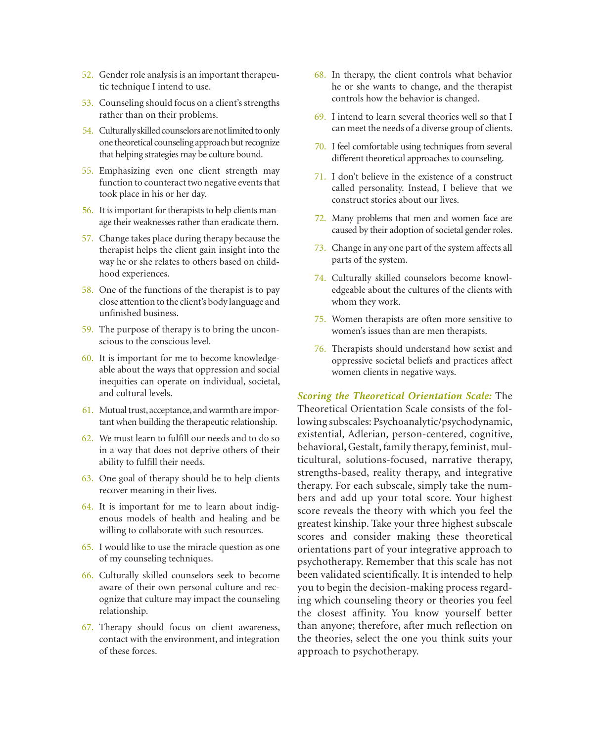52. Gender role analysis is an important therapeutic technique I intend to use.
53. Counseling should focus on a client's strengths rather than on their problems.
54. Culturally skilled counselors are not limited to only one theoretical counseling approach but recognize that helping strategies may be culture bound.
55. Emphasizing even one client strength may function to counteract two negative events that took place in his or her day.
56. It is important for therapists to help clients manage their weaknesses rather than eradicate them.
57. Change takes place during therapy because the therapist helps the client gain insight into the way he or she relates to others based on childhood experiences.
58. One of the functions of the therapist is to pay close attention to the client's body language and unfinished business.
59. The purpose of therapy is to bring the unconscious to the conscious level.
60. It is important for me to become knowledgeable about the ways that oppression and social inequities can operate on individual, societal, and cultural levels.
61. Mutual trust, acceptance, and warmth are important when building the therapeutic relationship.
62. We must learn to fulfill our needs and to do so in a way that does not deprive others of their ability to fulfill their needs.
63. One goal of therapy should be to help clients recover meaning in their lives.
64. It is important for me to learn about indigenous models of health and healing and be willing to collaborate with such resources.
65. I would like to use the miracle question as one of my counseling techniques.
66. Culturally skilled counselors seek to become aware of their own personal culture and recognize that culture may impact the counseling relationship.
67. Therapy should focus on client awareness, contact with the environment, and integration of these forces.
68. In therapy, the client controls what behavior he or she wants to change, and the therapist controls how the behavior is changed.
69. I intend to learn several theories well so that I can meet the needs of a diverse group of clients.
70. I feel comfortable using techniques from several different theoretical approaches to counseling.
71. I don't believe in the existence of a construct called personality. Instead, I believe that we construct stories about our lives.
72. Many problems that men and women face are caused by their adoption of societal gender roles.
73. Change in any one part of the system affects all parts of the system.
74. Culturally skilled counselors become knowledgeable about the cultures of the clients with whom they work.
75. Women therapists are often more sensitive to women's issues than are men therapists.
76. Therapists should understand how sexist and oppressive societal beliefs and practices affect women clients in negative ways.

***Scoring the Theoretical Orientation Scale:*** The Theoretical Orientation Scale consists of the following subscales: Psychoanalytic/psychodynamic, existential, Adlerian, person-centered, cognitive, behavioral, Gestalt, family therapy, feminist, multicultural, solutions-focused, narrative therapy, strengths-based, reality therapy, and integrative therapy. For each subscale, simply take the numbers and add up your total score. Your highest score reveals the theory with which you feel the greatest kinship. Take your three highest subscale scores and consider making these theoretical orientations part of your integrative approach to psychotherapy. Remember that this scale has not been validated scientifically. It is intended to help you to begin the decision-making process regarding which counseling theory or theories you feel the closest affinity. You know yourself better than anyone; therefore, after much reflection on the theories, select the one you think suits your approach to psychotherapy.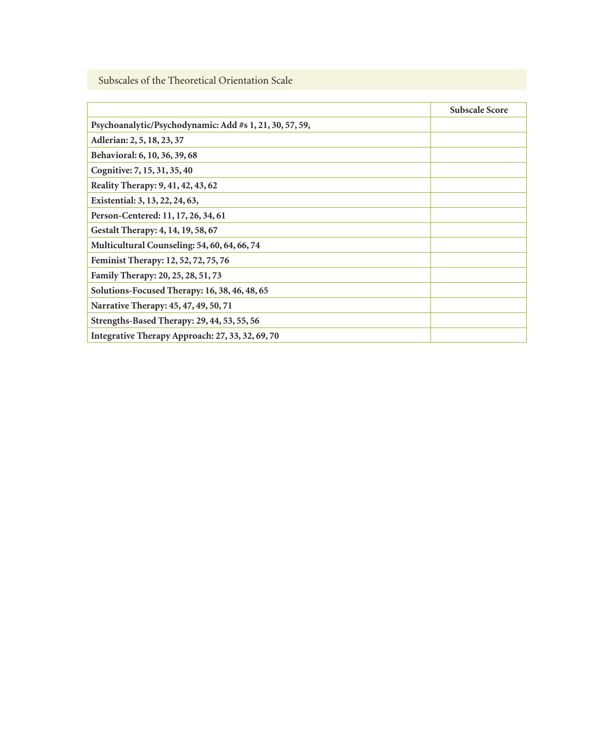## Subscales of the Theoretical Orientation Scale

| | Subscale Score |
|---|---|
| **Psychoanalytic/Psychodynamic: Add #s 1, 21, 30, 57, 59,** | |
| **Adlerian: 2, 5, 18, 23, 37** | |
| **Behavioral: 6, 10, 36, 39, 68** | |
| **Cognitive: 7, 15, 31, 35, 40** | |
| **Reality Therapy: 9, 41, 42, 43, 62** | |
| **Existential: 3, 13, 22, 24, 63,** | |
| **Person-Centered: 11, 17, 26, 34, 61** | |
| **Gestalt Therapy: 4, 14, 19, 58, 67** | |
| **Multicultural Counseling: 54, 60, 64, 66, 74** | |
| **Feminist Therapy: 12, 52, 72, 75, 76** | |
| **Family Therapy: 20, 25, 28, 51, 73** | |
| **Solutions-Focused Therapy: 16, 38, 46, 48, 65** | |
| **Narrative Therapy: 45, 47, 49, 50, 71** | |
| **Strengths-Based Therapy: 29, 44, 53, 55, 56** | |
| **Integrative Therapy Approach: 27, 33, 32, 69, 70** | |